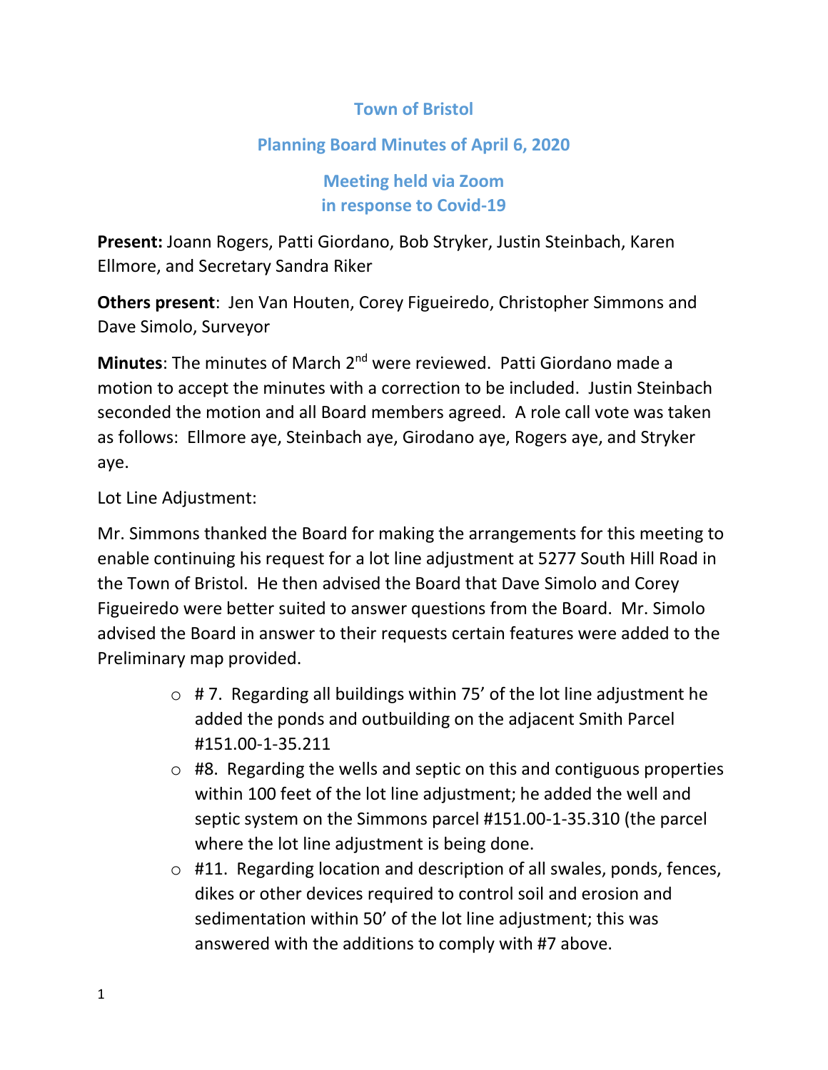# Town of Bristol

## Planning Board Minutes of April 6, 2020

### Meeting held via Zoom in response to Covid-19

**Present:** Joann Rogers, Patti Giordano, Bob Stryker, Justin Steinbach, Karen Ellmore, and Secretary Sandra Riker

**Others present**: Jen Van Houten, Corey Figueiredo, Christopher Simmons and Dave Simolo, Surveyor

**Minutes**: The minutes of March 2nd were reviewed. Patti Giordano made a motion to accept the minutes with a correction to be included. Justin Steinbach seconded the motion and all Board members agreed. A role call vote was taken as follows: Ellmore aye, Steinbach aye, Girodano aye, Rogers aye, and Stryker aye.

Lot Line Adjustment:

Mr. Simmons thanked the Board for making the arrangements for this meeting to enable continuing his request for a lot line adjustment at 5277 South Hill Road in the Town of Bristol. He then advised the Board that Dave Simolo and Corey Figueiredo were better suited to answer questions from the Board. Mr. Simolo advised the Board in answer to their requests certain features were added to the Preliminary map provided.

- # 7. Regarding all buildings within 75' of the lot line adjustment he added the ponds and outbuilding on the adjacent Smith Parcel #151.00-1-35.211
- #8. Regarding the wells and septic on this and contiguous properties within 100 feet of the lot line adjustment; he added the well and septic system on the Simmons parcel #151.00-1-35.310 (the parcel where the lot line adjustment is being done.
- #11. Regarding location and description of all swales, ponds, fences, dikes or other devices required to control soil and erosion and sedimentation within 50' of the lot line adjustment; this was answered with the additions to comply with #7 above.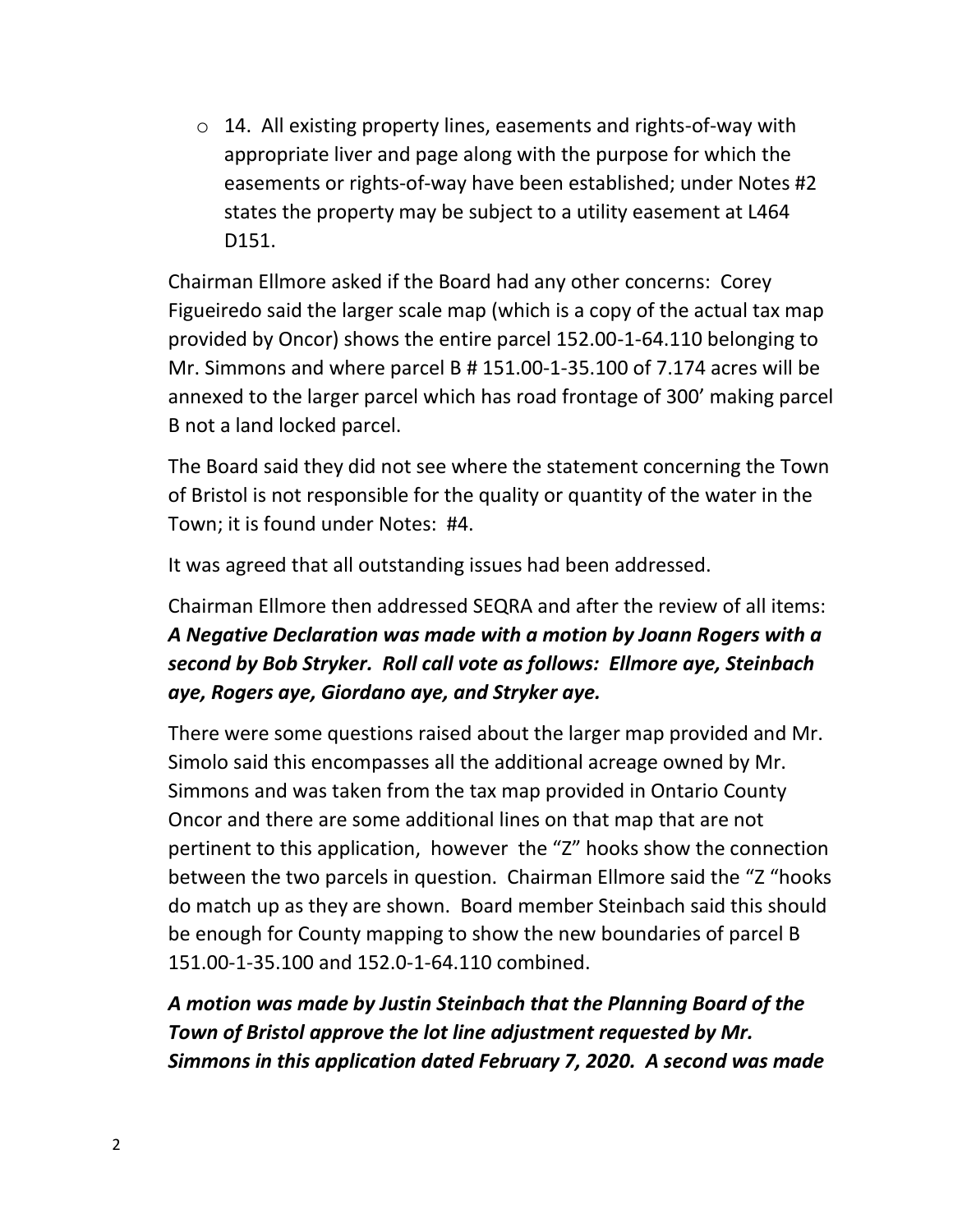- 14. All existing property lines, easements and rights-of-way with appropriate liver and page along with the purpose for which the easements or rights-of-way have been established; under Notes #2 states the property may be subject to a utility easement at L464 D151.

Chairman Ellmore asked if the Board had any other concerns: Corey Figueiredo said the larger scale map (which is a copy of the actual tax map provided by Oncor) shows the entire parcel 152.00-1-64.110 belonging to Mr. Simmons and where parcel B # 151.00-1-35.100 of 7.174 acres will be annexed to the larger parcel which has road frontage of 300' making parcel B not a land locked parcel.

The Board said they did not see where the statement concerning the Town of Bristol is not responsible for the quality or quantity of the water in the Town; it is found under Notes: #4.

It was agreed that all outstanding issues had been addressed.

Chairman Ellmore then addressed SEQRA and after the review of all items: ***A Negative Declaration was made with a motion by Joann Rogers with a second by Bob Stryker. Roll call vote as follows: Ellmore aye, Steinbach aye, Rogers aye, Giordano aye, and Stryker aye.***

There were some questions raised about the larger map provided and Mr. Simolo said this encompasses all the additional acreage owned by Mr. Simmons and was taken from the tax map provided in Ontario County Oncor and there are some additional lines on that map that are not pertinent to this application, however the "Z" hooks show the connection between the two parcels in question. Chairman Ellmore said the "Z "hooks do match up as they are shown. Board member Steinbach said this should be enough for County mapping to show the new boundaries of parcel B 151.00-1-35.100 and 152.0-1-64.110 combined.

***A motion was made by Justin Steinbach that the Planning Board of the Town of Bristol approve the lot line adjustment requested by Mr. Simmons in this application dated February 7, 2020. A second was made***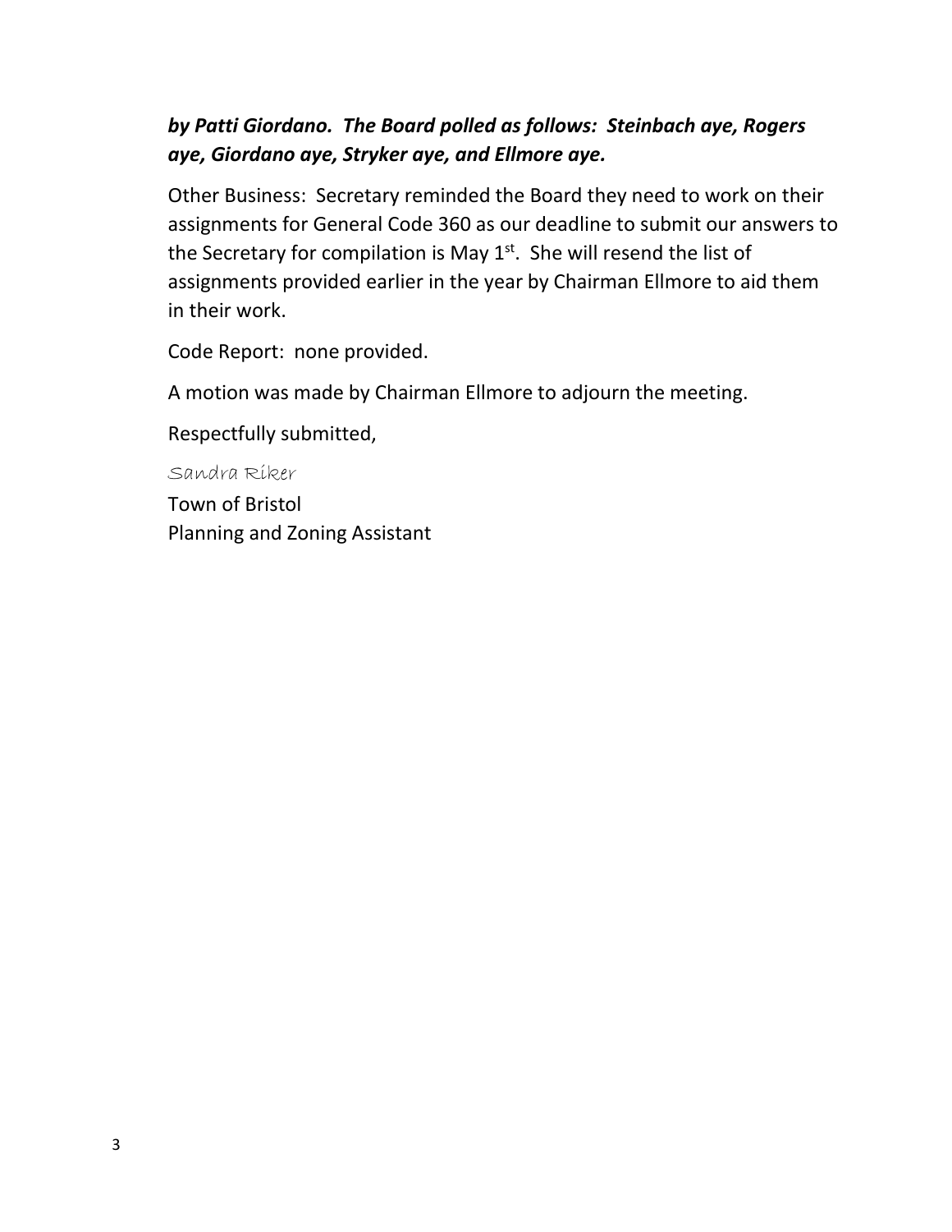***by Patti Giordano. The Board polled as follows: Steinbach aye, Rogers aye, Giordano aye, Stryker aye, and Ellmore aye.***

Other Business: Secretary reminded the Board they need to work on their assignments for General Code 360 as our deadline to submit our answers to the Secretary for compilation is May 1st. She will resend the list of assignments provided earlier in the year by Chairman Ellmore to aid them in their work.

Code Report: none provided.

A motion was made by Chairman Ellmore to adjourn the meeting.

Respectfully submitted,

Sandra Riker

Town of Bristol
Planning and Zoning Assistant